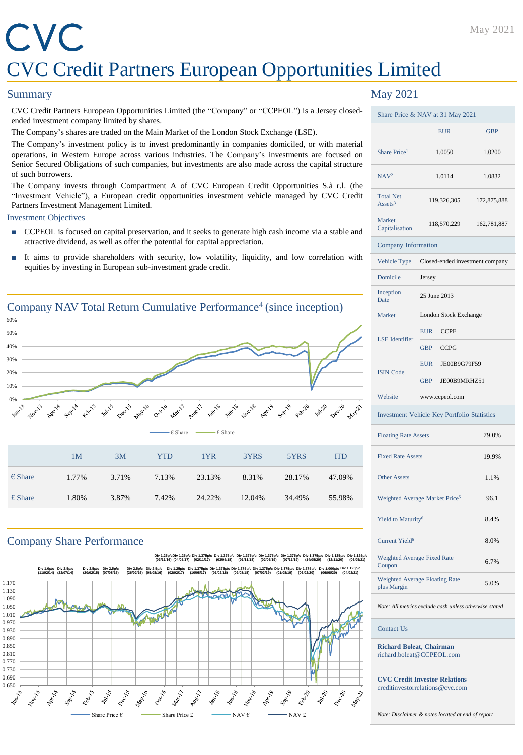# CVC Credit Partners European Opportunities Limited

May 2021

## Summary

CVC Credit Partners European Opportunities Limited (the "Company" or "CCPEOL") is a Jersey closed-ended investment company limited by shares.

The Company's shares are traded on the Main Market of the London Stock Exchange (LSE).

The Company's investment policy is to invest predominantly in companies domiciled, or with material operations, in Western Europe across various industries. The Company's investments are focused on Senior Secured Obligations of such companies, but investments are also made across the capital structure of such borrowers.

The Company invests through Compartment A of CVC European Credit Opportunities S.à r.l. (the "Investment Vehicle"), a European credit opportunities investment vehicle managed by CVC Credit Partners Investment Management Limited.

### Investment Objectives

- CCPEOL is focused on capital preservation, and it seeks to generate high cash income via a stable and attractive dividend, as well as offer the potential for capital appreciation.
- It aims to provide shareholders with security, low volatility, liquidity, and low correlation with equities by investing in European sub-investment grade credit.

## Company NAV Total Return Cumulative Performance[4] (since inception)

|  | 1M | 3M | YTD | 1YR | 3YRS | 5YRS | ITD |
|---|---|---|---|---|---|---|---|
| € Share | 1.77% | 3.71% | 7.13% | 23.13% | 8.31% | 28.17% | 47.09% |
| £ Share | 1.80% | 3.87% | 7.42% | 24.22% | 12.04% | 34.49% | 55.98% |

## Company Share Performance

## May 2021

| Share Price & NAV at 31 May 2021 | EUR | GBP |
|---|---|---|
| Share Price[1] | 1.0050 | 1.0200 |
| NAV[2] | 1.0114 | 1.0832 |
| Total Net Assets[3] | 119,326,305 | 172,875,888 |
| Market Capitalisation | 118,570,229 | 162,781,887 |

| Company Information | |
|---|---|
| Vehicle Type | Closed-ended investment company |
| Domicile | Jersey |
| Inception Date | 25 June 2013 |
| Market | London Stock Exchange |
| LSE Identifier | EUR CCPE |
| | GBP CCPG |
| ISIN Code | EUR JE00B9G79F59 |
| | GBP JE00B9MRHZ51 |
| Website | www.ccpeol.com |

| Investment Vehicle Key Portfolio Statistics | |
|---|---|
| Floating Rate Assets | 79.0% |
| Fixed Rate Assets | 19.9% |
| Other Assets | 1.1% |
| Weighted Average Market Price[5] | 96.1 |
| Yield to Maturity[6] | 8.4% |
| Current Yield[6] | 8.0% |
| Weighted Average Fixed Rate Coupon | 6.7% |
| Weighted Average Floating Rate plus Margin | 5.0% |

*Note: All metrics exclude cash unless otherwise stated*

### Contact Us

**Richard Boleat, Chairman**
richard.boleat@CCPEOL.com

**CVC Credit Investor Relations**
creditinvestorrelations@cvc.com

*Note: Disclaimer & notes located at end of report*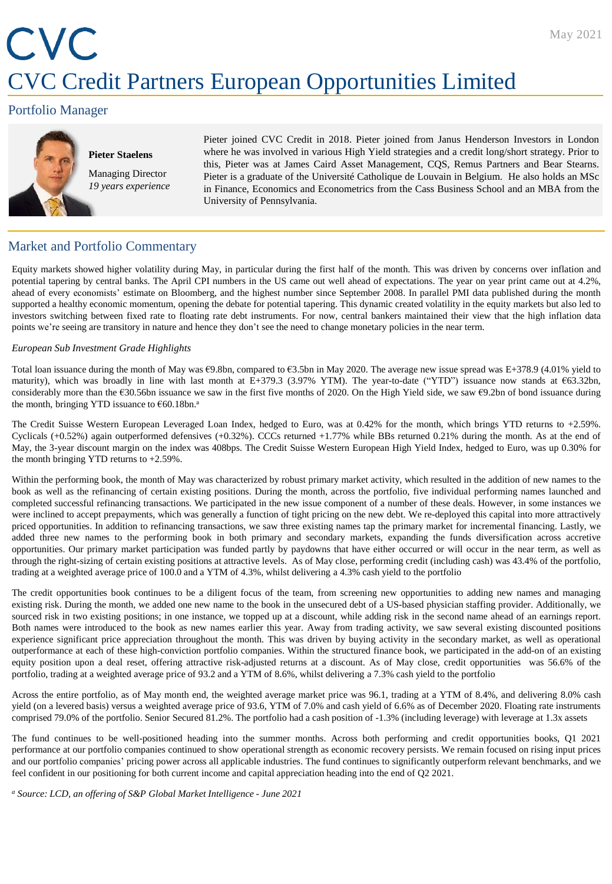# CVC Credit Partners European Opportunities Limited

## Portfolio Manager

**Pieter Staelens**

Managing Director
*19 years experience*

Pieter joined CVC Credit in 2018. Pieter joined from Janus Henderson Investors in London where he was involved in various High Yield strategies and a credit long/short strategy. Prior to this, Pieter was at James Caird Asset Management, CQS, Remus Partners and Bear Stearns. Pieter is a graduate of the Université Catholique de Louvain in Belgium. He also holds an MSc in Finance, Economics and Econometrics from the Cass Business School and an MBA from the University of Pennsylvania.

## Market and Portfolio Commentary

Equity markets showed higher volatility during May, in particular during the first half of the month. This was driven by concerns over inflation and potential tapering by central banks. The April CPI numbers in the US came out well ahead of expectations. The year on year print came out at 4.2%, ahead of every economists' estimate on Bloomberg, and the highest number since September 2008. In parallel PMI data published during the month supported a healthy economic momentum, opening the debate for potential tapering. This dynamic created volatility in the equity markets but also led to investors switching between fixed rate to floating rate debt instruments. For now, central bankers maintained their view that the high inflation data points we're seeing are transitory in nature and hence they don't see the need to change monetary policies in the near term.

*European Sub Investment Grade Highlights*

Total loan issuance during the month of May was €9.8bn, compared to €3.5bn in May 2020. The average new issue spread was E+378.9 (4.01% yield to maturity), which was broadly in line with last month at E+379.3 (3.97% YTM). The year-to-date ("YTD") issuance now stands at €63.32bn, considerably more than the €30.56bn issuance we saw in the first five months of 2020. On the High Yield side, we saw €9.2bn of bond issuance during the month, bringing YTD issuance to €60.18bn.[a]

The Credit Suisse Western European Leveraged Loan Index, hedged to Euro, was at 0.42% for the month, which brings YTD returns to +2.59%. Cyclicals (+0.52%) again outperformed defensives (+0.32%). CCCs returned +1.77% while BBs returned 0.21% during the month. As at the end of May, the 3-year discount margin on the index was 408bps. The Credit Suisse Western European High Yield Index, hedged to Euro, was up 0.30% for the month bringing YTD returns to +2.59%.

Within the performing book, the month of May was characterized by robust primary market activity, which resulted in the addition of new names to the book as well as the refinancing of certain existing positions. During the month, across the portfolio, five individual performing names launched and completed successful refinancing transactions. We participated in the new issue component of a number of these deals. However, in some instances we were inclined to accept prepayments, which was generally a function of tight pricing on the new debt. We re-deployed this capital into more attractively priced opportunities. In addition to refinancing transactions, we saw three existing names tap the primary market for incremental financing. Lastly, we added three new names to the performing book in both primary and secondary markets, expanding the funds diversification across accretive opportunities. Our primary market participation was funded partly by paydowns that have either occurred or will occur in the near term, as well as through the right-sizing of certain existing positions at attractive levels. As of May close, performing credit (including cash) was 43.4% of the portfolio, trading at a weighted average price of 100.0 and a YTM of 4.3%, whilst delivering a 4.3% cash yield to the portfolio

The credit opportunities book continues to be a diligent focus of the team, from screening new opportunities to adding new names and managing existing risk. During the month, we added one new name to the book in the unsecured debt of a US-based physician staffing provider. Additionally, we sourced risk in two existing positions; in one instance, we topped up at a discount, while adding risk in the second name ahead of an earnings report. Both names were introduced to the book as new names earlier this year. Away from trading activity, we saw several existing discounted positions experience significant price appreciation throughout the month. This was driven by buying activity in the secondary market, as well as operational outperformance at each of these high-conviction portfolio companies. Within the structured finance book, we participated in the add-on of an existing equity position upon a deal reset, offering attractive risk-adjusted returns at a discount. As of May close, credit opportunities was 56.6% of the portfolio, trading at a weighted average price of 93.2 and a YTM of 8.6%, whilst delivering a 7.3% cash yield to the portfolio

Across the entire portfolio, as of May month end, the weighted average market price was 96.1, trading at a YTM of 8.4%, and delivering 8.0% cash yield (on a levered basis) versus a weighted average price of 93.6, YTM of 7.0% and cash yield of 6.6% as of December 2020. Floating rate instruments comprised 79.0% of the portfolio. Senior Secured 81.2%. The portfolio had a cash position of -1.3% (including leverage) with leverage at 1.3x assets

The fund continues to be well-positioned heading into the summer months. Across both performing and credit opportunities books, Q1 2021 performance at our portfolio companies continued to show operational strength as economic recovery persists. We remain focused on rising input prices and our portfolio companies' pricing power across all applicable industries. The fund continues to significantly outperform relevant benchmarks, and we feel confident in our positioning for both current income and capital appreciation heading into the end of Q2 2021.

[a] *Source: LCD, an offering of S&P Global Market Intelligence - June 2021*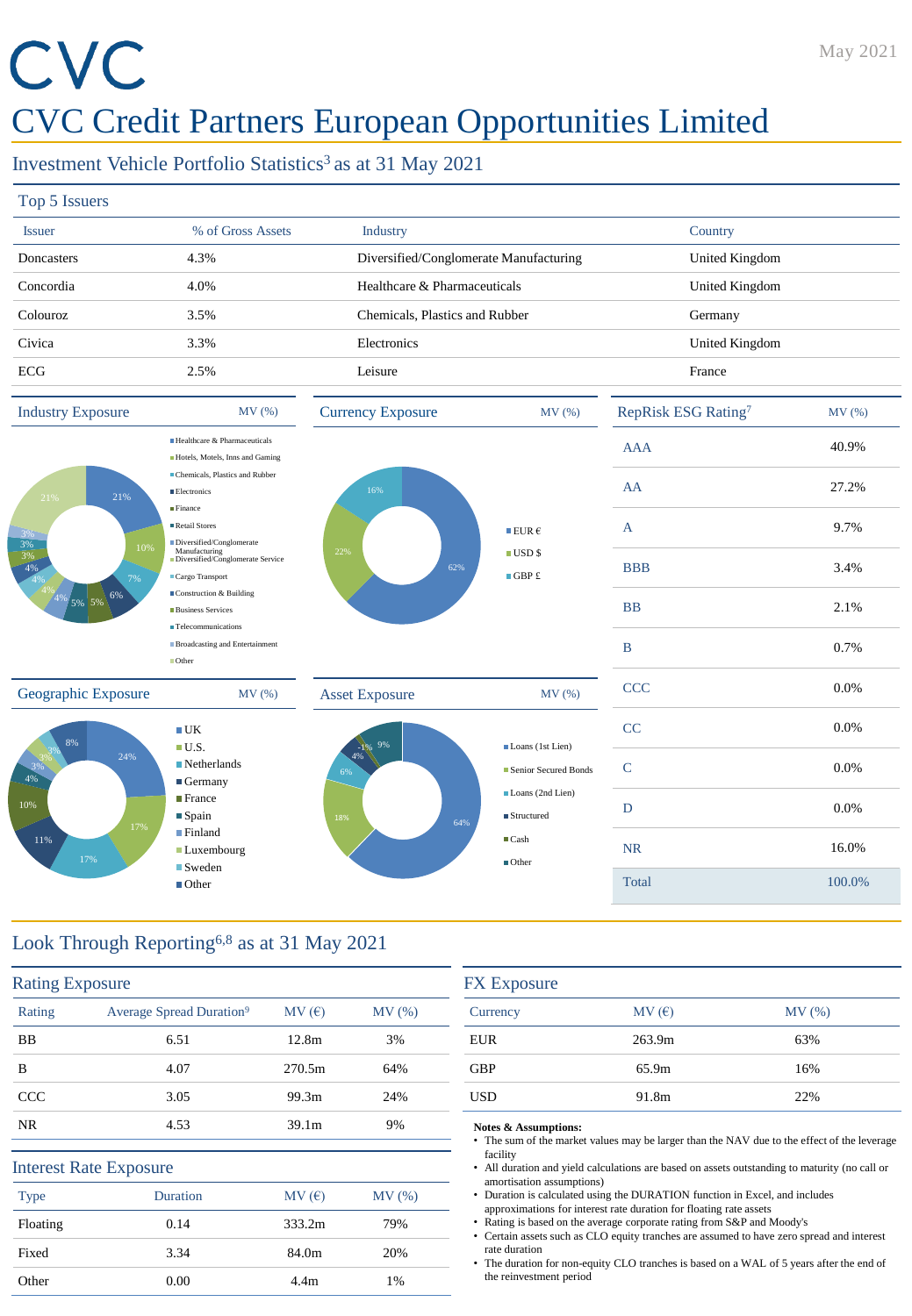CVC

May 2021

# CVC Credit Partners European Opportunities Limited

## Investment Vehicle Portfolio Statistics[3] as at 31 May 2021

### Top 5 Issuers

| Issuer | % of Gross Assets | Industry | Country |
|---|---|---|---|
| Doncasters | 4.3% | Diversified/Conglomerate Manufacturing | United Kingdom |
| Concordia | 4.0% | Healthcare & Pharmaceuticals | United Kingdom |
| Colouroz | 3.5% | Chemicals, Plastics and Rubber | Germany |
| Civica | 3.3% | Electronics | United Kingdom |
| ECG | 2.5% | Leisure | France |

### Industry Exposure — MV (%)

| Industry | MV (%) |
|---|---|
| Healthcare & Pharmaceuticals | 21% |
| Hotels, Motels, Inns and Gaming | 10% |
| Chemicals, Plastics and Rubber | 7% |
| Electronics | 6% |
| Finance | 5% |
| Retail Stores | 5% |
| Diversified/Conglomerate Manufacturing | 4% |
| Diversified/Conglomerate Service | 4% |
| Cargo Transport | 4% |
| Construction & Building | 4% |
| Business Services | 3% |
| Telecommunications | 3% |
| Broadcasting and Entertainment | 3% |
| Other | 21% |

### Currency Exposure — MV (%)

| Currency | MV (%) |
|---|---|
| EUR € | 62% |
| USD $ | 22% |
| GBP £ | 16% |

### RepRisk ESG Rating[7]

| Rating | MV (%) |
|---|---|
| AAA | 40.9% |
| AA | 27.2% |
| A | 9.7% |
| BBB | 3.4% |
| BB | 2.1% |
| B | 0.7% |
| CCC | 0.0% |
| CC | 0.0% |
| C | 0.0% |
| D | 0.0% |
| NR | 16.0% |
| Total | 100.0% |

### Geographic Exposure — MV (%)

| Country | MV (%) |
|---|---|
| UK | 24% |
| U.S. | 17% |
| Netherlands | 17% |
| Germany | 11% |
| France | 10% |
| Spain | 4% |
| Finland | 3% |
| Luxembourg | 3% |
| Sweden | 3% |
| Other | 8% |

### Asset Exposure — MV (%)

| Asset | MV (%) |
|---|---|
| Loans (1st Lien) | 64% |
| Senior Secured Bonds | 18% |
| Loans (2nd Lien) | 6% |
| Structured | 4% |
| Cash | -1% |
| Other | 9% |

## Look Through Reporting[6,8] as at 31 May 2021

### Rating Exposure

| Rating | Average Spread Duration[9] | MV (€) | MV (%) |
|---|---|---|---|
| BB | 6.51 | 12.8m | 3% |
| B | 4.07 | 270.5m | 64% |
| CCC | 3.05 | 99.3m | 24% |
| NR | 4.53 | 39.1m | 9% |

### Interest Rate Exposure

| Type | Duration | MV (€) | MV (%) |
|---|---|---|---|
| Floating | 0.14 | 333.2m | 79% |
| Fixed | 3.34 | 84.0m | 20% |
| Other | 0.00 | 4.4m | 1% |

### FX Exposure

| Currency | MV (€) | MV (%) |
|---|---|---|
| EUR | 263.9m | 63% |
| GBP | 65.9m | 16% |
| USD | 91.8m | 22% |

**Notes & Assumptions:**

- The sum of the market values may be larger than the NAV due to the effect of the leverage facility
- All duration and yield calculations are based on assets outstanding to maturity (no call or amortisation assumptions)
- Duration is calculated using the DURATION function in Excel, and includes approximations for interest rate duration for floating rate assets
- Rating is based on the average corporate rating from S&P and Moody's
- Certain assets such as CLO equity tranches are assumed to have zero spread and interest rate duration
- The duration for non-equity CLO tranches is based on a WAL of 5 years after the end of the reinvestment period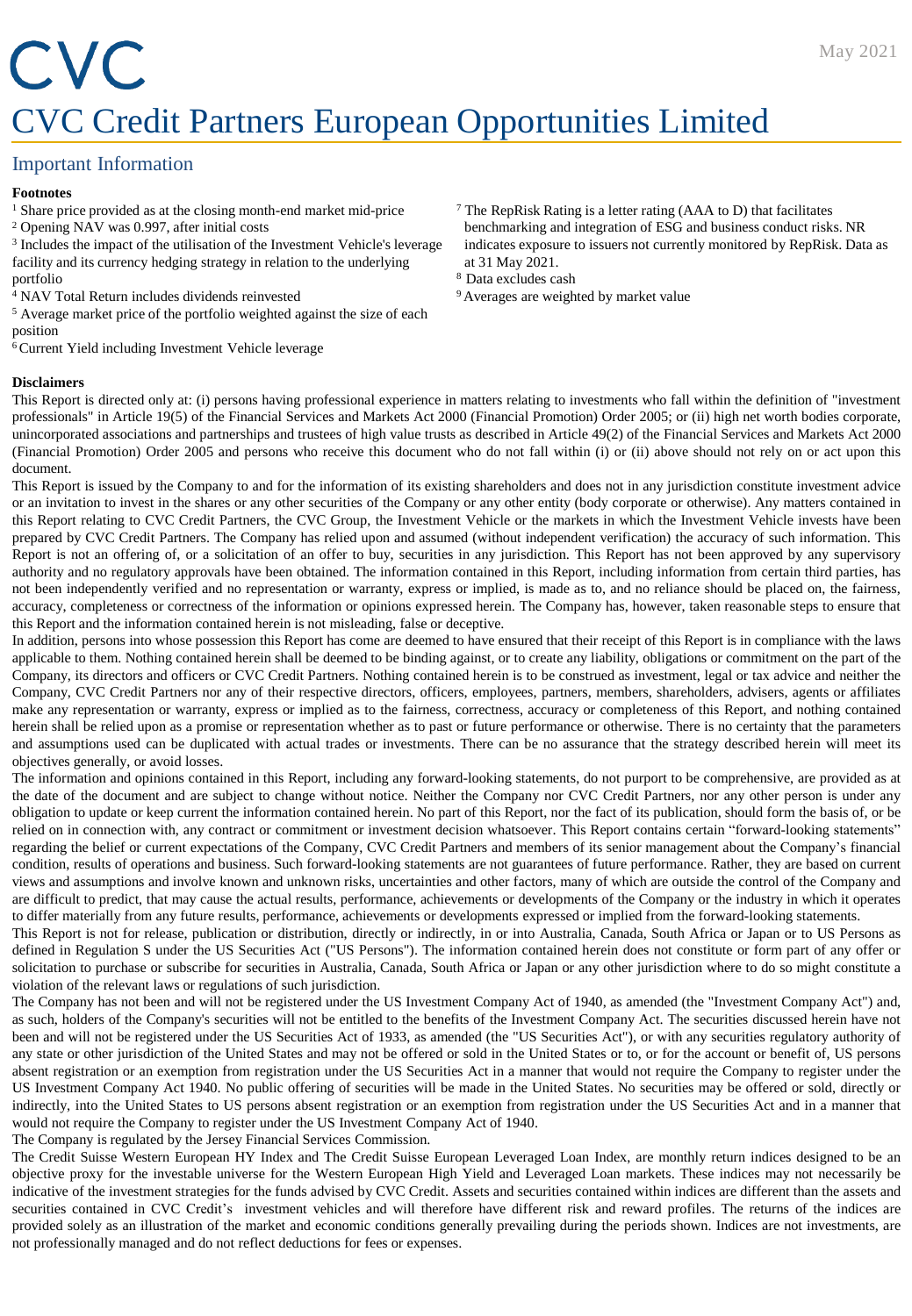# CVC Credit Partners European Opportunities Limited

May 2021

## Important Information

**Footnotes**

[1] Share price provided as at the closing month-end market mid-price

[2] Opening NAV was 0.997, after initial costs

[3] Includes the impact of the utilisation of the Investment Vehicle's leverage facility and its currency hedging strategy in relation to the underlying portfolio

[4] NAV Total Return includes dividends reinvested

[5] Average market price of the portfolio weighted against the size of each position

[6] Current Yield including Investment Vehicle leverage

[7] The RepRisk Rating is a letter rating (AAA to D) that facilitates benchmarking and integration of ESG and business conduct risks. NR indicates exposure to issuers not currently monitored by RepRisk. Data as at 31 May 2021.

[8] Data excludes cash

[9] Averages are weighted by market value

**Disclaimers**

This Report is directed only at: (i) persons having professional experience in matters relating to investments who fall within the definition of "investment professionals" in Article 19(5) of the Financial Services and Markets Act 2000 (Financial Promotion) Order 2005; or (ii) high net worth bodies corporate, unincorporated associations and partnerships and trustees of high value trusts as described in Article 49(2) of the Financial Services and Markets Act 2000 (Financial Promotion) Order 2005 and persons who receive this document who do not fall within (i) or (ii) above should not rely on or act upon this document.

This Report is issued by the Company to and for the information of its existing shareholders and does not in any jurisdiction constitute investment advice or an invitation to invest in the shares or any other securities of the Company or any other entity (body corporate or otherwise). Any matters contained in this Report relating to CVC Credit Partners, the CVC Group, the Investment Vehicle or the markets in which the Investment Vehicle invests have been prepared by CVC Credit Partners. The Company has relied upon and assumed (without independent verification) the accuracy of such information. This Report is not an offering of, or a solicitation of an offer to buy, securities in any jurisdiction. This Report has not been approved by any supervisory authority and no regulatory approvals have been obtained. The information contained in this Report, including information from certain third parties, has not been independently verified and no representation or warranty, express or implied, is made as to, and no reliance should be placed on, the fairness, accuracy, completeness or correctness of the information or opinions expressed herein. The Company has, however, taken reasonable steps to ensure that this Report and the information contained herein is not misleading, false or deceptive.

In addition, persons into whose possession this Report has come are deemed to have ensured that their receipt of this Report is in compliance with the laws applicable to them. Nothing contained herein shall be deemed to be binding against, or to create any liability, obligations or commitment on the part of the Company, its directors and officers or CVC Credit Partners. Nothing contained herein is to be construed as investment, legal or tax advice and neither the Company, CVC Credit Partners nor any of their respective directors, officers, employees, partners, members, shareholders, advisers, agents or affiliates make any representation or warranty, express or implied as to the fairness, correctness, accuracy or completeness of this Report, and nothing contained herein shall be relied upon as a promise or representation whether as to past or future performance or otherwise. There is no certainty that the parameters and assumptions used can be duplicated with actual trades or investments. There can be no assurance that the strategy described herein will meet its objectives generally, or avoid losses.

The information and opinions contained in this Report, including any forward-looking statements, do not purport to be comprehensive, are provided as at the date of the document and are subject to change without notice. Neither the Company nor CVC Credit Partners, nor any other person is under any obligation to update or keep current the information contained herein. No part of this Report, nor the fact of its publication, should form the basis of, or be relied on in connection with, any contract or commitment or investment decision whatsoever. This Report contains certain "forward-looking statements" regarding the belief or current expectations of the Company, CVC Credit Partners and members of its senior management about the Company's financial condition, results of operations and business. Such forward-looking statements are not guarantees of future performance. Rather, they are based on current views and assumptions and involve known and unknown risks, uncertainties and other factors, many of which are outside the control of the Company and are difficult to predict, that may cause the actual results, performance, achievements or developments of the Company or the industry in which it operates to differ materially from any future results, performance, achievements or developments expressed or implied from the forward-looking statements.

This Report is not for release, publication or distribution, directly or indirectly, in or into Australia, Canada, South Africa or Japan or to US Persons as defined in Regulation S under the US Securities Act ("US Persons"). The information contained herein does not constitute or form part of any offer or solicitation to purchase or subscribe for securities in Australia, Canada, South Africa or Japan or any other jurisdiction where to do so might constitute a violation of the relevant laws or regulations of such jurisdiction.

The Company has not been and will not be registered under the US Investment Company Act of 1940, as amended (the "Investment Company Act") and, as such, holders of the Company's securities will not be entitled to the benefits of the Investment Company Act. The securities discussed herein have not been and will not be registered under the US Securities Act of 1933, as amended (the "US Securities Act"), or with any securities regulatory authority of any state or other jurisdiction of the United States and may not be offered or sold in the United States or to, or for the account or benefit of, US persons absent registration or an exemption from registration under the US Securities Act in a manner that would not require the Company to register under the US Investment Company Act 1940. No public offering of securities will be made in the United States. No securities may be offered or sold, directly or indirectly, into the United States to US persons absent registration or an exemption from registration under the US Securities Act and in a manner that would not require the Company to register under the US Investment Company Act of 1940.

The Company is regulated by the Jersey Financial Services Commission.

The Credit Suisse Western European HY Index and The Credit Suisse European Leveraged Loan Index, are monthly return indices designed to be an objective proxy for the investable universe for the Western European High Yield and Leveraged Loan markets. These indices may not necessarily be indicative of the investment strategies for the funds advised by CVC Credit. Assets and securities contained within indices are different than the assets and securities contained in CVC Credit's investment vehicles and will therefore have different risk and reward profiles. The returns of the indices are provided solely as an illustration of the market and economic conditions generally prevailing during the periods shown. Indices are not investments, are not professionally managed and do not reflect deductions for fees or expenses.